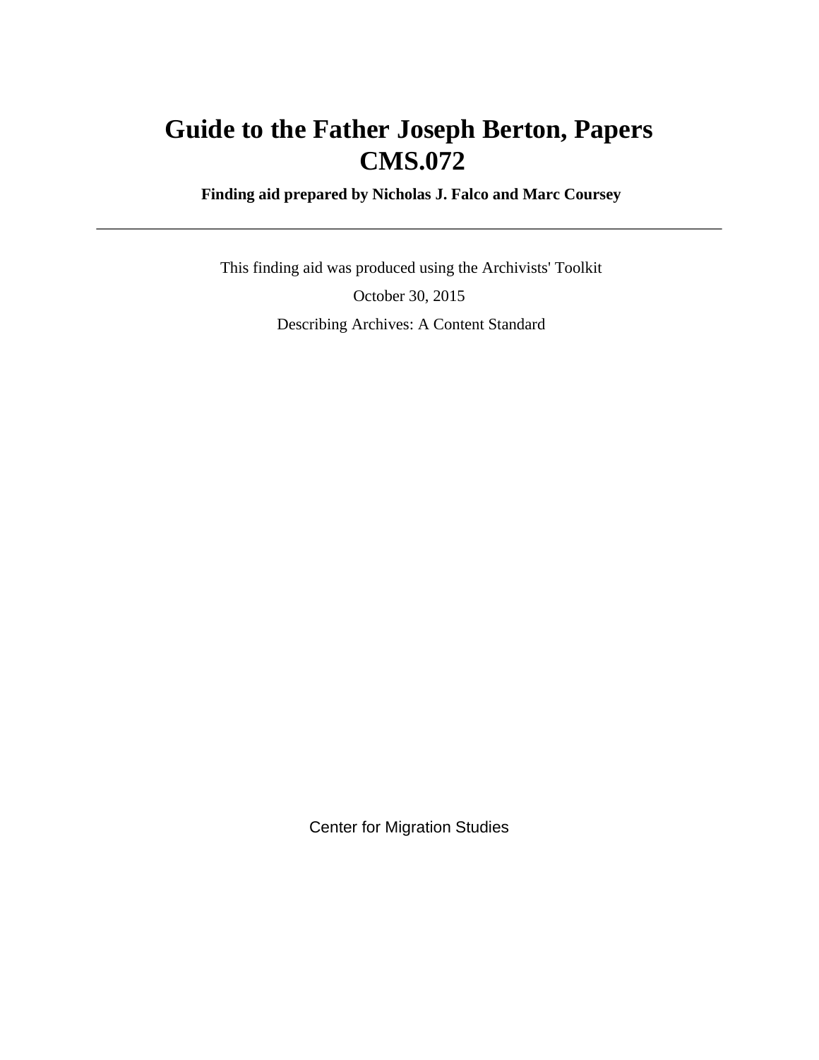# Guide to the Father Joseph Berton, Papers
# CMS.072

**Finding aid prepared by Nicholas J. Falco and Marc Coursey**

---

This finding aid was produced using the Archivists' Toolkit

October 30, 2015

Describing Archives: A Content Standard

Center for Migration Studies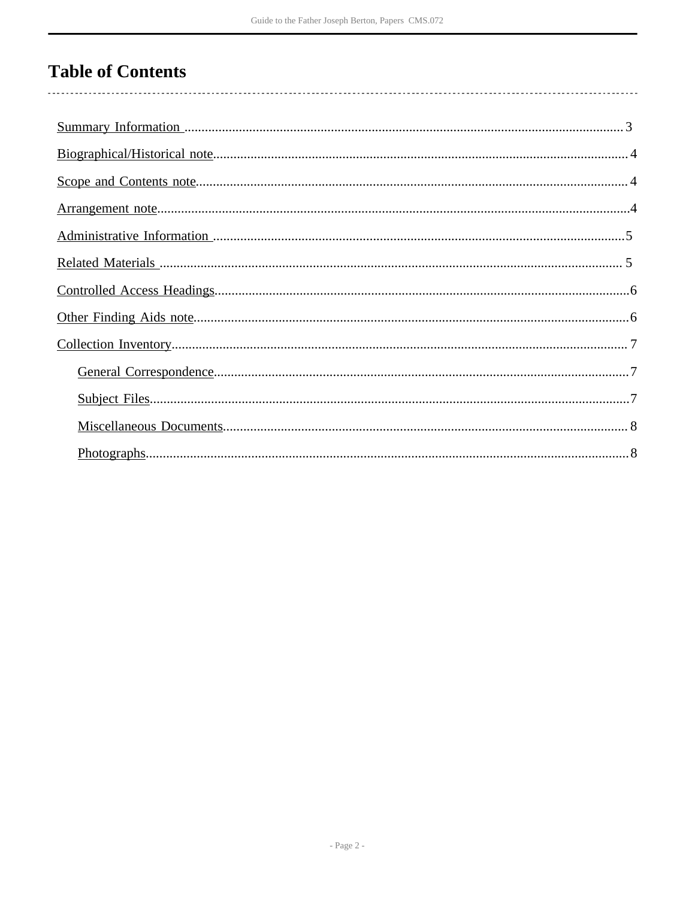# Table of Contents

- Summary Information ........................................ 3
- Biographical/Historical note ........................................ 4
- Scope and Contents note ........................................ 4
- Arrangement note ........................................ 4
- Administrative Information ........................................ 5
- Related Materials ........................................ 5
- Controlled Access Headings ........................................ 6
- Other Finding Aids note ........................................ 6
- Collection Inventory ........................................ 7
  - General Correspondence ........................................ 7
  - Subject Files ........................................ 7
  - Miscellaneous Documents ........................................ 8
  - Photographs ........................................ 8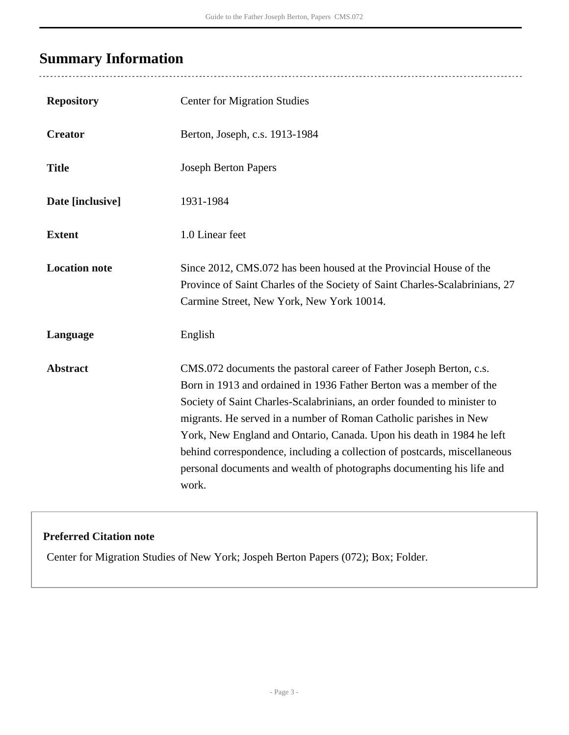## Summary Information

| | |
|---|---|
| **Repository** | Center for Migration Studies |
| **Creator** | Berton, Joseph, c.s. 1913-1984 |
| **Title** | Joseph Berton Papers |
| **Date [inclusive]** | 1931-1984 |
| **Extent** | 1.0 Linear feet |
| **Location note** | Since 2012, CMS.072 has been housed at the Provincial House of the Province of Saint Charles of the Society of Saint Charles-Scalabrinians, 27 Carmine Street, New York, New York 10014. |
| **Language** | English |
| **Abstract** | CMS.072 documents the pastoral career of Father Joseph Berton, c.s. Born in 1913 and ordained in 1936 Father Berton was a member of the Society of Saint Charles-Scalabrinians, an order founded to minister to migrants. He served in a number of Roman Catholic parishes in New York, New England and Ontario, Canada. Upon his death in 1984 he left behind correspondence, including a collection of postcards, miscellaneous personal documents and wealth of photographs documenting his life and work. |

**Preferred Citation note**

Center for Migration Studies of New York; Jospeh Berton Papers (072); Box; Folder.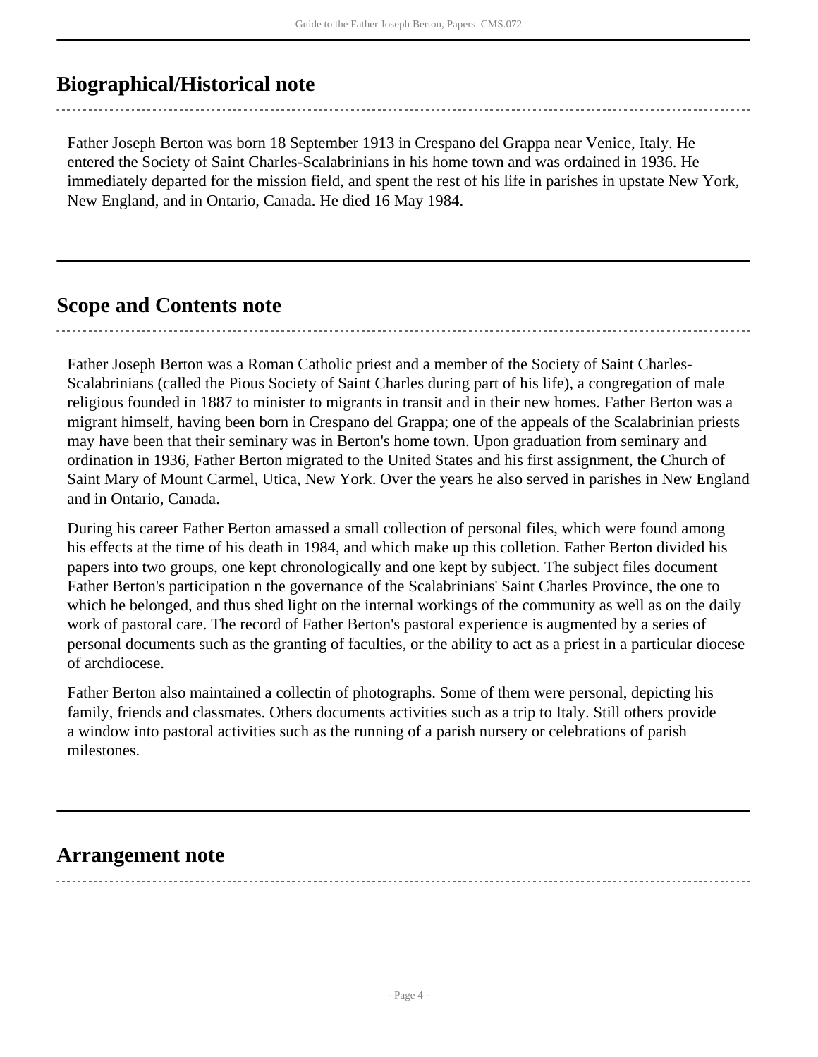## Biographical/Historical note

Father Joseph Berton was born 18 September 1913 in Crespano del Grappa near Venice, Italy. He entered the Society of Saint Charles-Scalabrinians in his home town and was ordained in 1936. He immediately departed for the mission field, and spent the rest of his life in parishes in upstate New York, New England, and in Ontario, Canada. He died 16 May 1984.

## Scope and Contents note

Father Joseph Berton was a Roman Catholic priest and a member of the Society of Saint Charles-Scalabrinians (called the Pious Society of Saint Charles during part of his life), a congregation of male religious founded in 1887 to minister to migrants in transit and in their new homes. Father Berton was a migrant himself, having been born in Crespano del Grappa; one of the appeals of the Scalabrinian priests may have been that their seminary was in Berton's home town. Upon graduation from seminary and ordination in 1936, Father Berton migrated to the United States and his first assignment, the Church of Saint Mary of Mount Carmel, Utica, New York. Over the years he also served in parishes in New England and in Ontario, Canada.

During his career Father Berton amassed a small collection of personal files, which were found among his effects at the time of his death in 1984, and which make up this colletion. Father Berton divided his papers into two groups, one kept chronologically and one kept by subject. The subject files document Father Berton's participation n the governance of the Scalabrinians' Saint Charles Province, the one to which he belonged, and thus shed light on the internal workings of the community as well as on the daily work of pastoral care. The record of Father Berton's pastoral experience is augmented by a series of personal documents such as the granting of faculties, or the ability to act as a priest in a particular diocese of archdiocese.

Father Berton also maintained a collectin of photographs. Some of them were personal, depicting his family, friends and classmates. Others documents activities such as a trip to Italy. Still others provide a window into pastoral activities such as the running of a parish nursery or celebrations of parish milestones.

## Arrangement note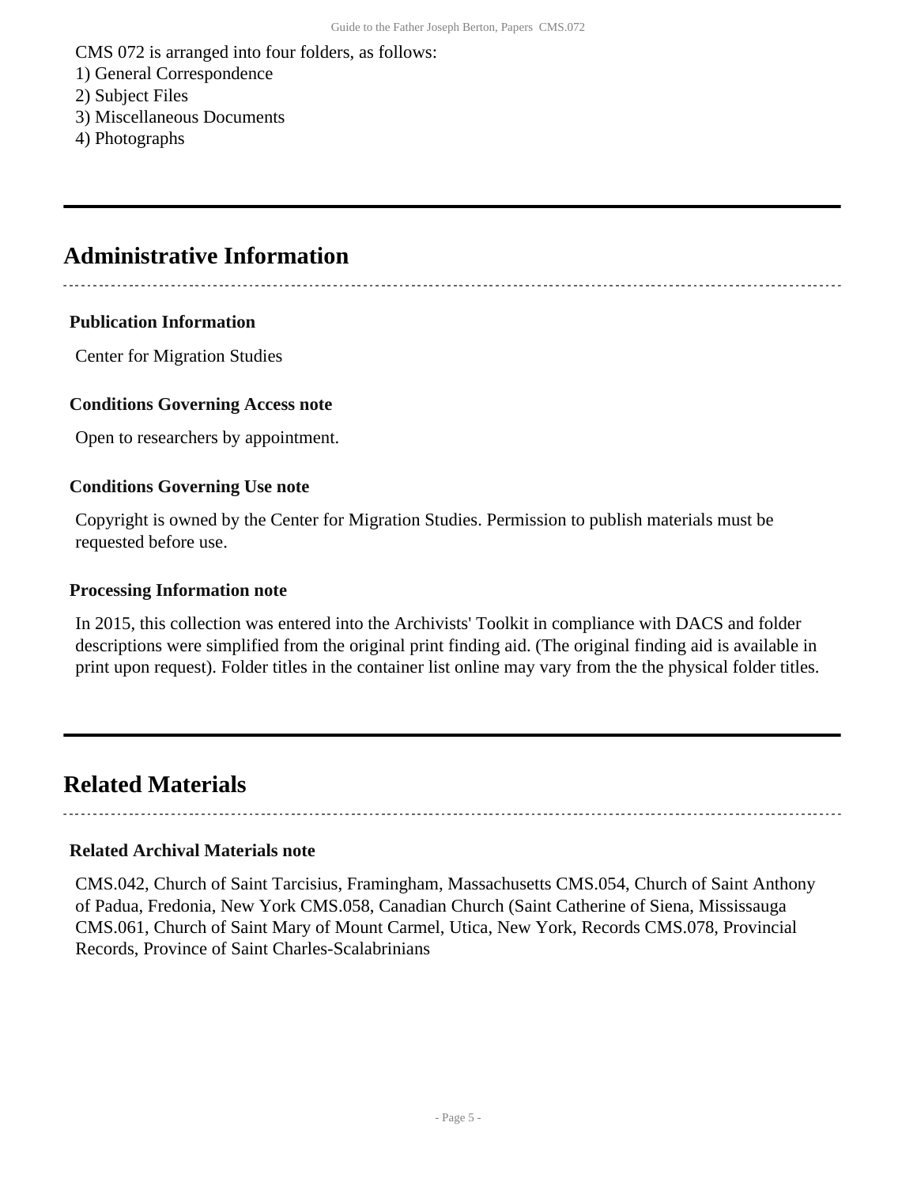CMS 072 is arranged into four folders, as follows:
1) General Correspondence
2) Subject Files
3) Miscellaneous Documents
4) Photographs

## Administrative Information

### Publication Information

Center for Migration Studies

### Conditions Governing Access note

Open to researchers by appointment.

### Conditions Governing Use note

Copyright is owned by the Center for Migration Studies. Permission to publish materials must be requested before use.

### Processing Information note

In 2015, this collection was entered into the Archivists' Toolkit in compliance with DACS and folder descriptions were simplified from the original print finding aid. (The original finding aid is available in print upon request). Folder titles in the container list online may vary from the the physical folder titles.

## Related Materials

### Related Archival Materials note

CMS.042, Church of Saint Tarcisius, Framingham, Massachusetts CMS.054, Church of Saint Anthony of Padua, Fredonia, New York CMS.058, Canadian Church (Saint Catherine of Siena, Mississauga CMS.061, Church of Saint Mary of Mount Carmel, Utica, New York, Records CMS.078, Provincial Records, Province of Saint Charles-Scalabrinians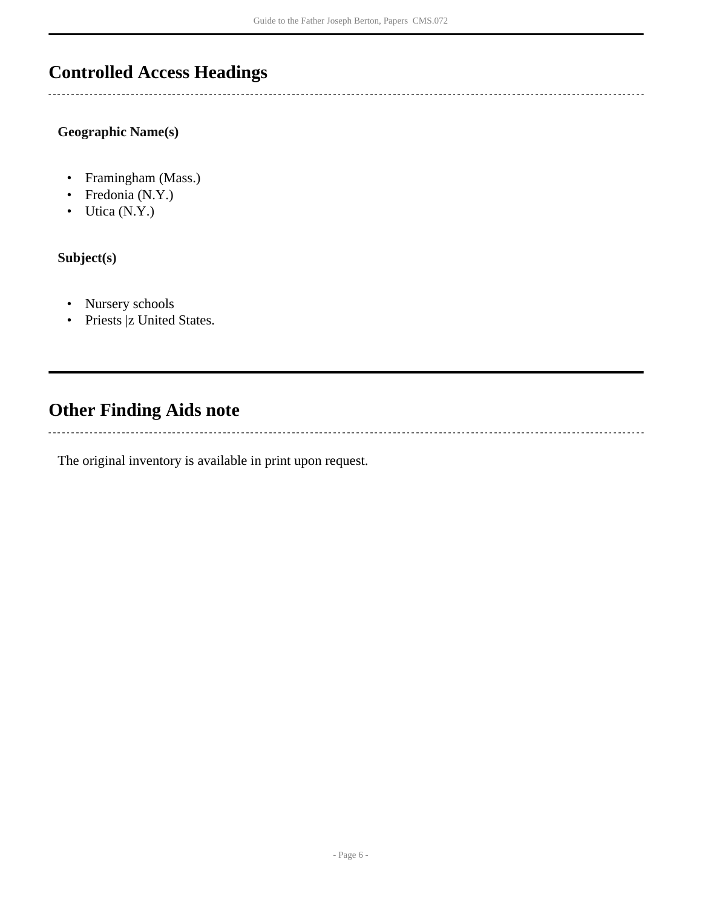## Controlled Access Headings

### Geographic Name(s)

- Framingham (Mass.)
- Fredonia (N.Y.)
- Utica (N.Y.)

### Subject(s)

- Nursery schools
- Priests |z United States.

## Other Finding Aids note

The original inventory is available in print upon request.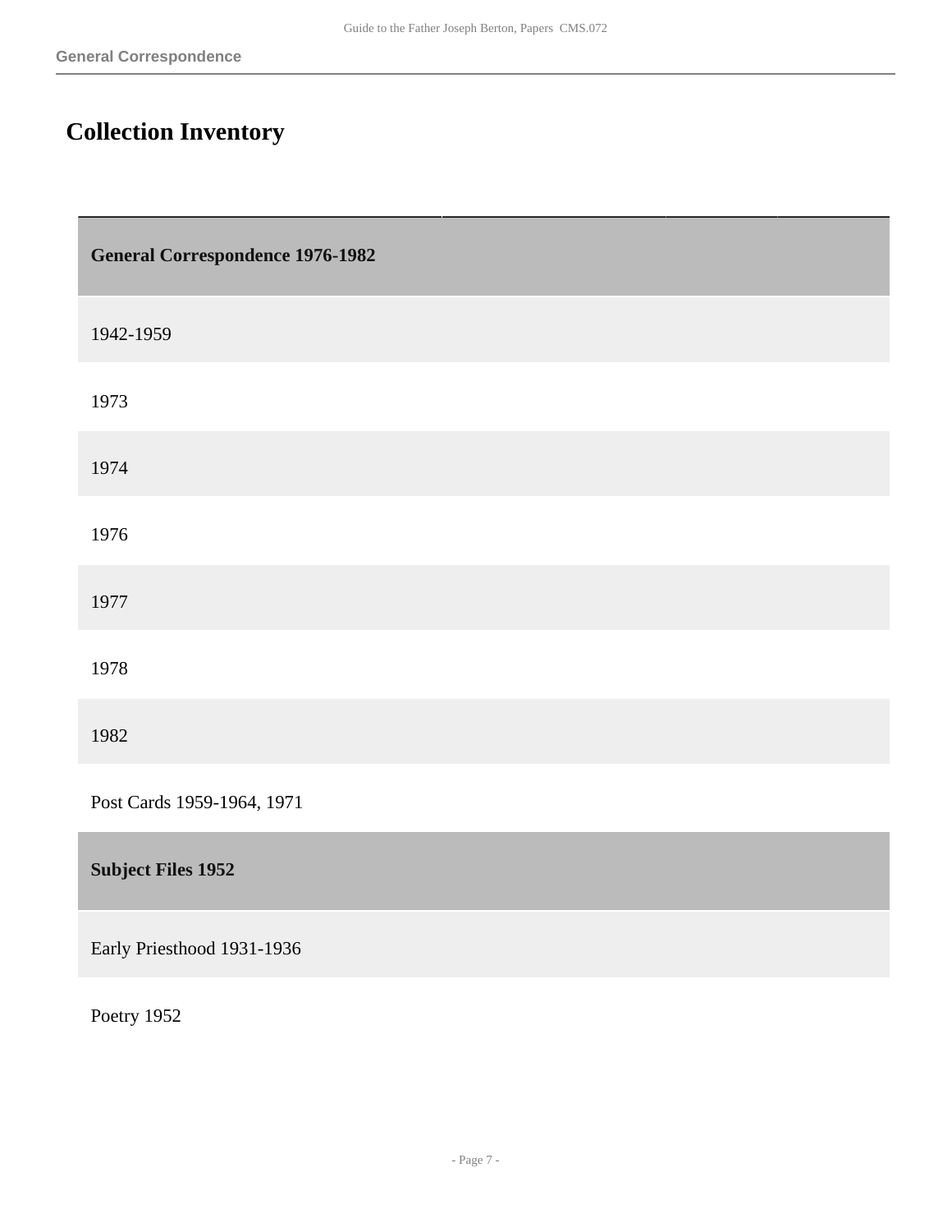# Collection Inventory

| General Correspondence 1976-1982 |
| --- |
| 1942-1959 |
| 1973 |
| 1974 |
| 1976 |
| 1977 |
| 1978 |
| 1982 |
| Post Cards 1959-1964, 1971 |
| **Subject Files 1952** |
| Early Priesthood 1931-1936 |
| Poetry 1952 |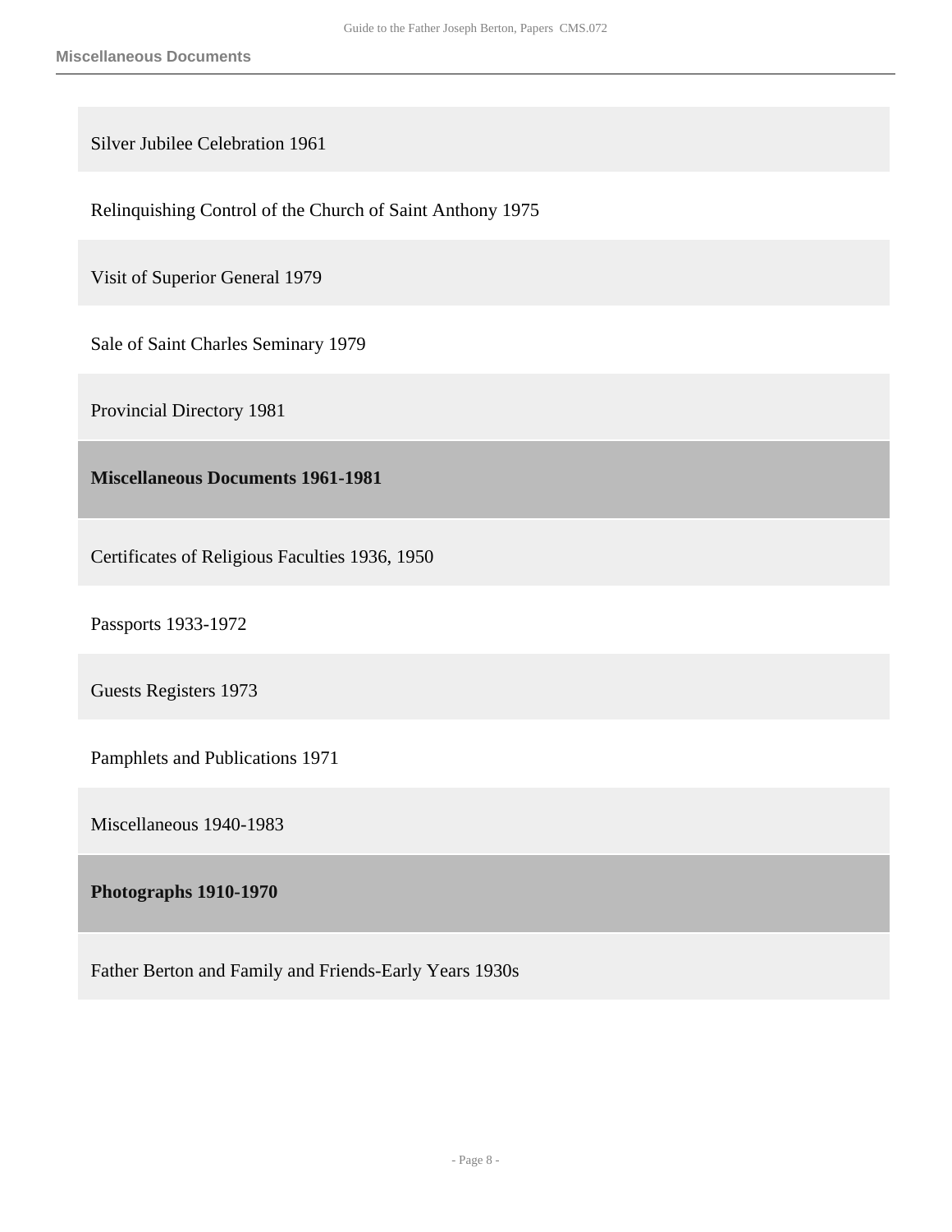Silver Jubilee Celebration 1961

Relinquishing Control of the Church of Saint Anthony 1975

Visit of Superior General 1979

Sale of Saint Charles Seminary 1979

Provincial Directory 1981

## Miscellaneous Documents 1961-1981

Certificates of Religious Faculties 1936, 1950

Passports 1933-1972

Guests Registers 1973

Pamphlets and Publications 1971

Miscellaneous 1940-1983

## Photographs 1910-1970

Father Berton and Family and Friends-Early Years 1930s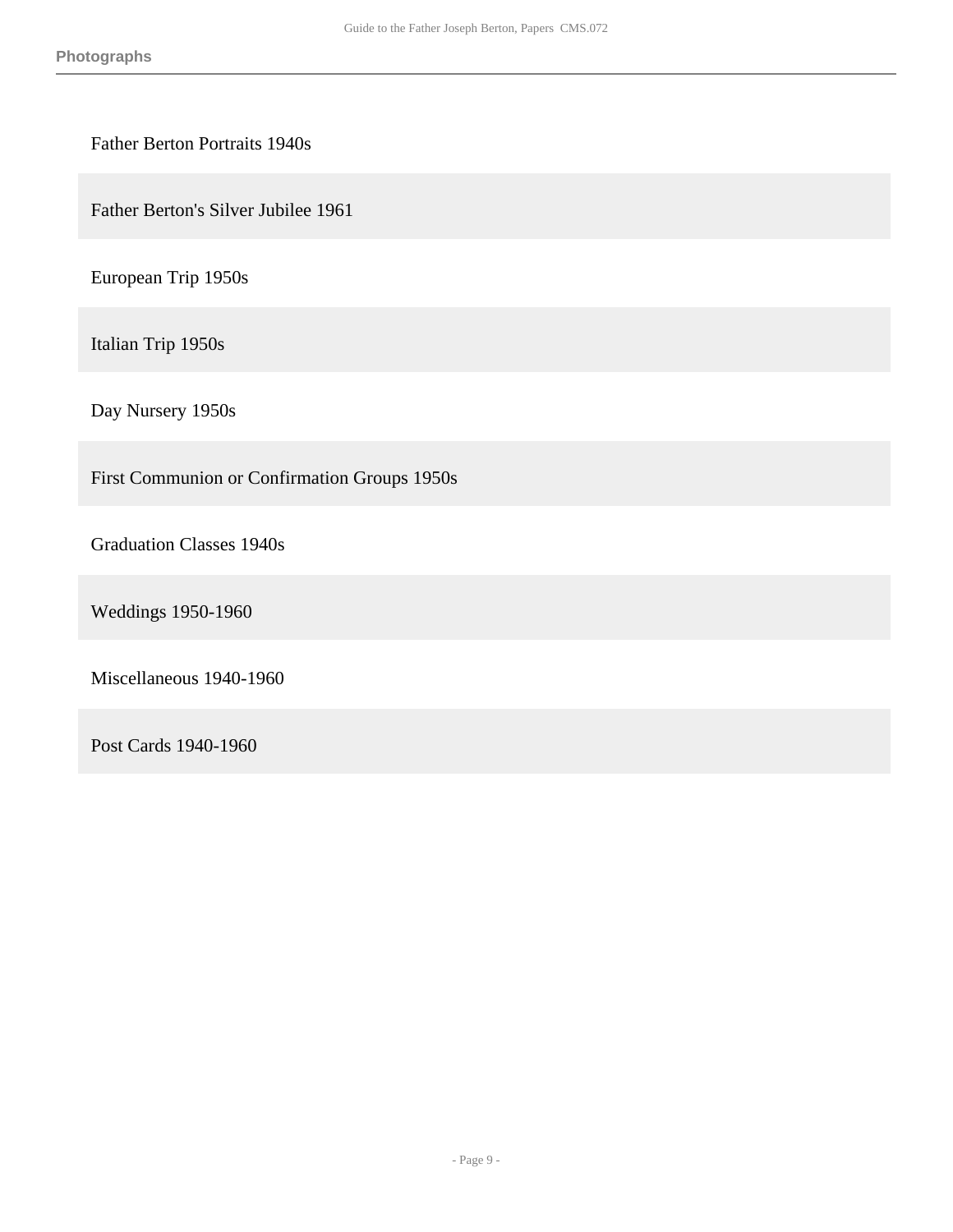Father Berton Portraits 1940s

Father Berton's Silver Jubilee 1961

European Trip 1950s

Italian Trip 1950s

Day Nursery 1950s

First Communion or Confirmation Groups 1950s

Graduation Classes 1940s

Weddings 1950-1960

Miscellaneous 1940-1960

Post Cards 1940-1960